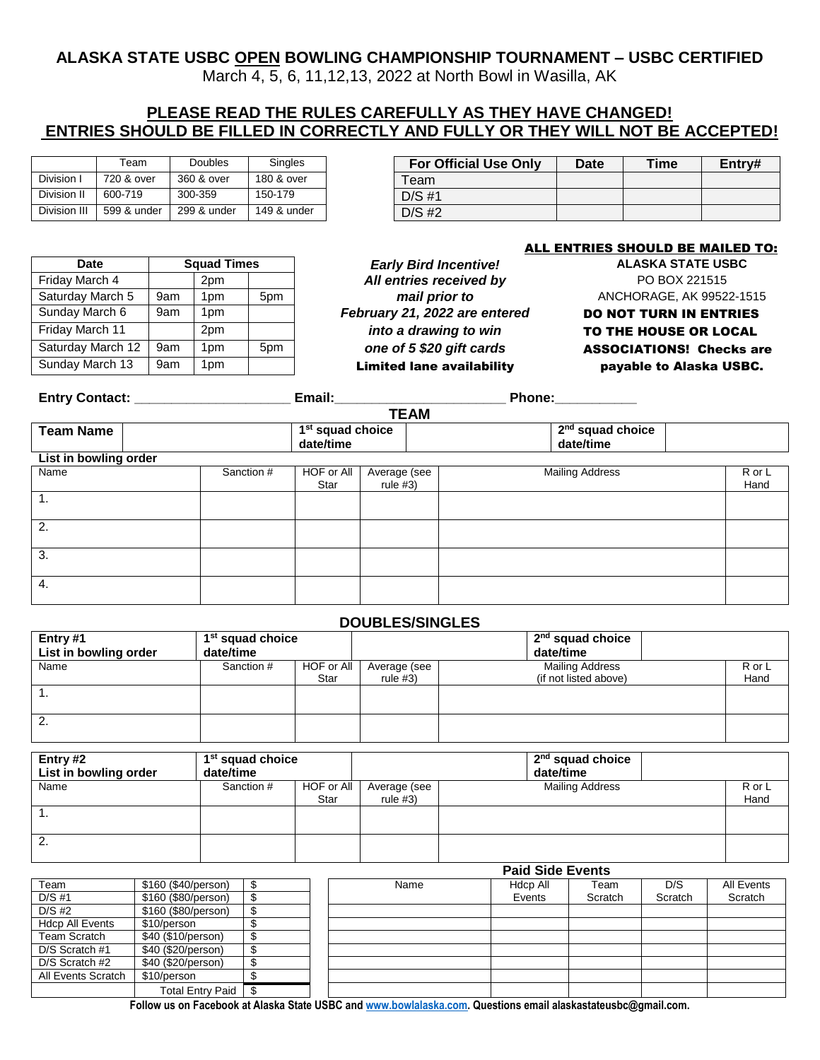# ALASKA STATE USBC OPEN BOWLING CHAMPIONSHIP TOURNAMENT – USBC CERTIFIED

March 4, 5, 6, 11,12,13, 2022 at North Bowl in Wasilla, AK

## PLEASE READ THE RULES CAREFULLY AS THEY HAVE CHANGED! ENTRIES SHOULD BE FILLED IN CORRECTLY AND FULLY OR THEY WILL NOT BE ACCEPTED!

| | Team | Doubles | Singles |
|---|---|---|---|
| Division I | 720 & over | 360 & over | 180 & over |
| Division II | 600-719 | 300-359 | 150-179 |
| Division III | 599 & under | 299 & under | 149 & under |

| For Official Use Only | Date | Time | Entry# |
|---|---|---|---|
| Team | | | |
| D/S #1 | | | |
| D/S #2 | | | |

| Date | Squad Times | | |
|---|---|---|---|
| Friday March 4 | | 2pm | |
| Saturday March 5 | 9am | 1pm | 5pm |
| Sunday March 6 | 9am | 1pm | |
| Friday March 11 | | 2pm | |
| Saturday March 12 | 9am | 1pm | 5pm |
| Sunday March 13 | 9am | 1pm | |

***Early Bird Incentive! All entries received by mail prior to February 21, 2022 are entered into a drawing to win one of 5 $20 gift cards***

**Limited lane availability**

**ALL ENTRIES SHOULD BE MAILED TO:**

**ALASKA STATE USBC**
PO BOX 221515
ANCHORAGE, AK 99522-1515

**DO NOT TURN IN ENTRIES TO THE HOUSE OR LOCAL ASSOCIATIONS! Checks are payable to Alaska USBC.**

**Entry Contact:** ____________________ **Email:**______________________ **Phone:**__________

## TEAM

| **Team Name** | | **1st squad choice date/time** | | **2nd squad choice date/time** | |
|---|---|---|---|---|---|

**List in bowling order**

| Name | Sanction # | HOF or All Star | Average (see rule #3) | Mailing Address | R or L Hand |
|---|---|---|---|---|---|
| 1. | | | | | |
| 2. | | | | | |
| 3. | | | | | |
| 4. | | | | | |

## DOUBLES/SINGLES

| **Entry #1 List in bowling order** | **1st squad choice date/time** | | | **2nd squad choice date/time** | |
|---|---|---|---|---|---|
| Name | Sanction # | HOF or All Star | Average (see rule #3) | Mailing Address (if not listed above) | R or L Hand |
| 1. | | | | | |
| 2. | | | | | |

| **Entry #2 List in bowling order** | **1st squad choice date/time** | | | **2nd squad choice date/time** | |
|---|---|---|---|---|---|
| Name | Sanction # | HOF or All Star | Average (see rule #3) | Mailing Address | R or L Hand |
| 1. | | | | | |
| 2. | | | | | |

| | | |
|---|---|---|
| Team | $160 ($40/person) | $ |
| D/S #1 | $160 ($80/person) | $ |
| D/S #2 | $160 ($80/person) | $ |
| Hdcp All Events | $10/person | $ |
| Team Scratch | $40 ($10/person) | $ |
| D/S Scratch #1 | $40 ($20/person) | $ |
| D/S Scratch #2 | $40 ($20/person) | $ |
| All Events Scratch | $10/person | $ |
| | Total Entry Paid | $ |

**Paid Side Events**

| Name | Hdcp All Events | Team Scratch | D/S Scratch | All Events Scratch |
|---|---|---|---|---|
| | | | | |
| | | | | |
| | | | | |
| | | | | |
| | | | | |
| | | | | |
| | | | | |

**Follow us on Facebook at Alaska State USBC and www.bowlalaska.com. Questions email alaskastateusbc@gmail.com.**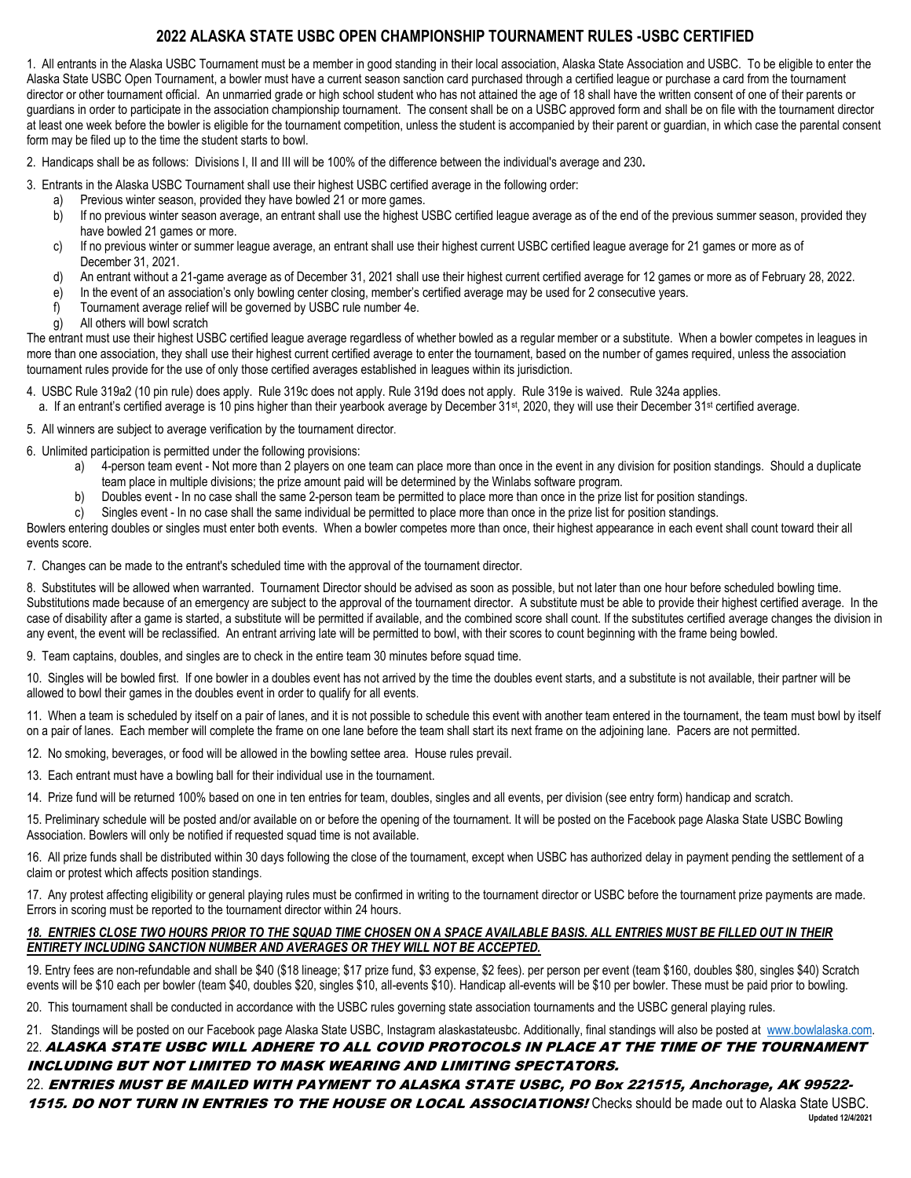# 2022 ALASKA STATE USBC OPEN CHAMPIONSHIP TOURNAMENT RULES -USBC CERTIFIED

1. All entrants in the Alaska USBC Tournament must be a member in good standing in their local association, Alaska State Association and USBC. To be eligible to enter the Alaska State USBC Open Tournament, a bowler must have a current season sanction card purchased through a certified league or purchase a card from the tournament director or other tournament official. An unmarried grade or high school student who has not attained the age of 18 shall have the written consent of one of their parents or guardians in order to participate in the association championship tournament. The consent shall be on a USBC approved form and shall be on file with the tournament director at least one week before the bowler is eligible for the tournament competition, unless the student is accompanied by their parent or guardian, in which case the parental consent form may be filed up to the time the student starts to bowl.

2. Handicaps shall be as follows: Divisions I, II and III will be 100% of the difference between the individual's average and 230**.**

3. Entrants in the Alaska USBC Tournament shall use their highest USBC certified average in the following order:
   - a) Previous winter season, provided they have bowled 21 or more games.
   - b) If no previous winter season average, an entrant shall use the highest USBC certified league average as of the end of the previous summer season, provided they have bowled 21 games or more.
   - c) If no previous winter or summer league average, an entrant shall use their highest current USBC certified league average for 21 games or more as of December 31, 2021.
   - d) An entrant without a 21-game average as of December 31, 2021 shall use their highest current certified average for 12 games or more as of February 28, 2022.
   - e) In the event of an association's only bowling center closing, member's certified average may be used for 2 consecutive years.
   - f) Tournament average relief will be governed by USBC rule number 4e.
   - g) All others will bowl scratch

The entrant must use their highest USBC certified league average regardless of whether bowled as a regular member or a substitute. When a bowler competes in leagues in more than one association, they shall use their highest current certified average to enter the tournament, based on the number of games required, unless the association tournament rules provide for the use of only those certified averages established in leagues within its jurisdiction.

4. USBC Rule 319a2 (10 pin rule) does apply. Rule 319c does not apply. Rule 319d does not apply. Rule 319e is waived. Rule 324a applies.
   a. If an entrant's certified average is 10 pins higher than their yearbook average by December 31st, 2020, they will use their December 31st certified average.

5. All winners are subject to average verification by the tournament director.

6. Unlimited participation is permitted under the following provisions:
   - a) 4-person team event - Not more than 2 players on one team can place more than once in the event in any division for position standings. Should a duplicate team place in multiple divisions; the prize amount paid will be determined by the Winlabs software program.
   - b) Doubles event - In no case shall the same 2-person team be permitted to place more than once in the prize list for position standings.
   - c) Singles event - In no case shall the same individual be permitted to place more than once in the prize list for position standings.

Bowlers entering doubles or singles must enter both events. When a bowler competes more than once, their highest appearance in each event shall count toward their all events score.

7. Changes can be made to the entrant's scheduled time with the approval of the tournament director.

8. Substitutes will be allowed when warranted. Tournament Director should be advised as soon as possible, but not later than one hour before scheduled bowling time. Substitutions made because of an emergency are subject to the approval of the tournament director. A substitute must be able to provide their highest certified average. In the case of disability after a game is started, a substitute will be permitted if available, and the combined score shall count. If the substitutes certified average changes the division in any event, the event will be reclassified. An entrant arriving late will be permitted to bowl, with their scores to count beginning with the frame being bowled.

9. Team captains, doubles, and singles are to check in the entire team 30 minutes before squad time.

10. Singles will be bowled first. If one bowler in a doubles event has not arrived by the time the doubles event starts, and a substitute is not available, their partner will be allowed to bowl their games in the doubles event in order to qualify for all events.

11. When a team is scheduled by itself on a pair of lanes, and it is not possible to schedule this event with another team entered in the tournament, the team must bowl by itself on a pair of lanes. Each member will complete the frame on one lane before the team shall start its next frame on the adjoining lane. Pacers are not permitted.

12. No smoking, beverages, or food will be allowed in the bowling settee area. House rules prevail.

13. Each entrant must have a bowling ball for their individual use in the tournament.

14. Prize fund will be returned 100% based on one in ten entries for team, doubles, singles and all events, per division (see entry form) handicap and scratch.

15. Preliminary schedule will be posted and/or available on or before the opening of the tournament. It will be posted on the Facebook page Alaska State USBC Bowling Association. Bowlers will only be notified if requested squad time is not available.

16. All prize funds shall be distributed within 30 days following the close of the tournament, except when USBC has authorized delay in payment pending the settlement of a claim or protest which affects position standings.

17. Any protest affecting eligibility or general playing rules must be confirmed in writing to the tournament director or USBC before the tournament prize payments are made. Errors in scoring must be reported to the tournament director within 24 hours.

***18. ENTRIES CLOSE TWO HOURS PRIOR TO THE SQUAD TIME CHOSEN ON A SPACE AVAILABLE BASIS. ALL ENTRIES MUST BE FILLED OUT IN THEIR ENTIRETY INCLUDING SANCTION NUMBER AND AVERAGES OR THEY WILL NOT BE ACCEPTED.***

19. Entry fees are non-refundable and shall be $40 ($18 lineage; $17 prize fund, $3 expense, $2 fees). per person per event (team $160, doubles $80, singles $40) Scratch events will be $10 each per bowler (team $40, doubles $20, singles $10, all-events $10). Handicap all-events will be $10 per bowler. These must be paid prior to bowling.

20. This tournament shall be conducted in accordance with the USBC rules governing state association tournaments and the USBC general playing rules.

21. Standings will be posted on our Facebook page Alaska State USBC, Instagram alaskastateusbc. Additionally, final standings will also be posted at www.bowlalaska.com.

22. ***ALASKA STATE USBC WILL ADHERE TO ALL COVID PROTOCOLS IN PLACE AT THE TIME OF THE TOURNAMENT INCLUDING BUT NOT LIMITED TO MASK WEARING AND LIMITING SPECTATORS.***

22. ***ENTRIES MUST BE MAILED WITH PAYMENT TO ALASKA STATE USBC, PO Box 221515, Anchorage, AK 99522-1515. DO NOT TURN IN ENTRIES TO THE HOUSE OR LOCAL ASSOCIATIONS!*** Checks should be made out to Alaska State USBC.

**Updated 12/4/2021**